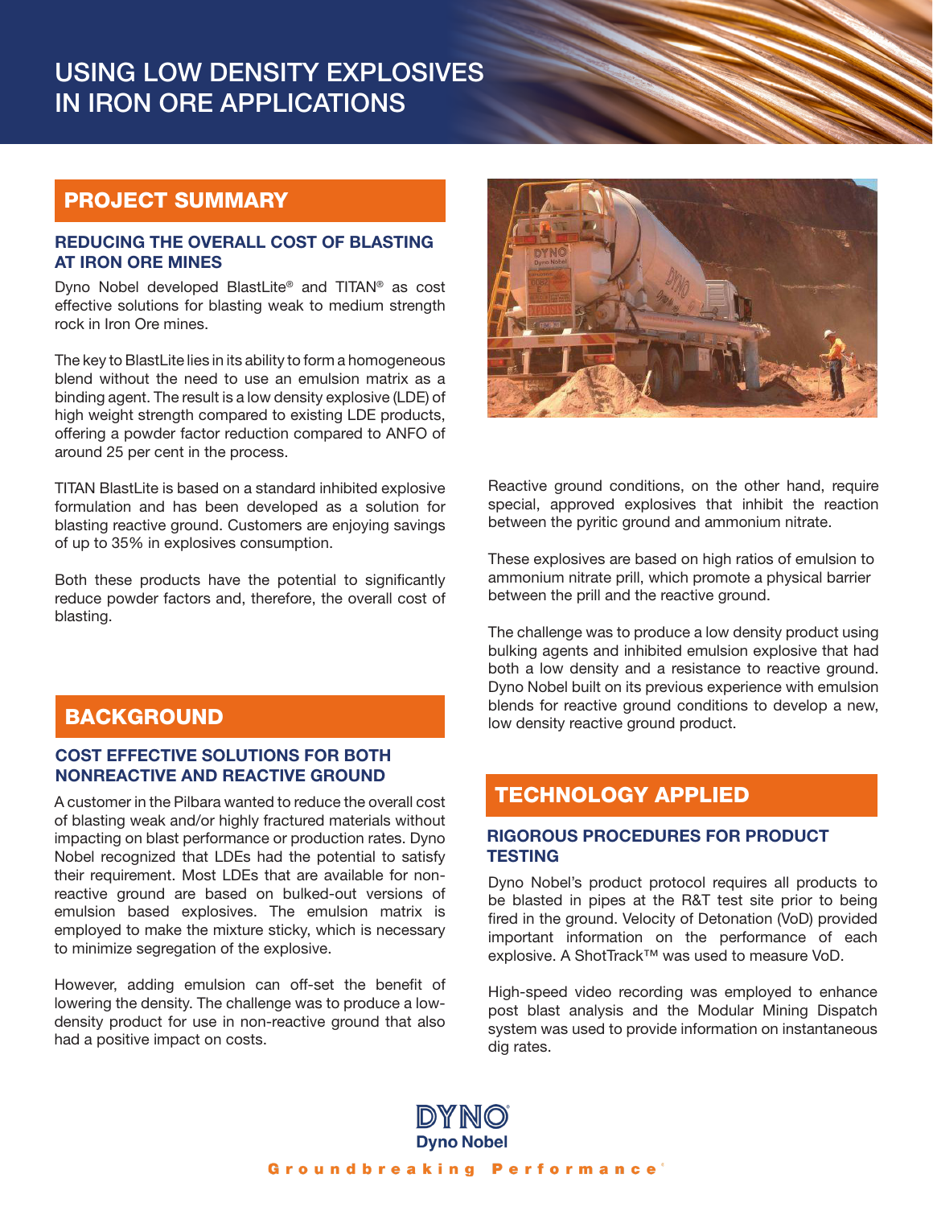# USING LOW DENSITY EXPLOSIVES IN IRON ORE APPLICATIONS

## PROJECT SUMMARY

### REDUCING THE OVERALL COST OF BLASTING AT IRON ORE MINES

Dyno Nobel developed BlastLite® and TITAN® as cost effective solutions for blasting weak to medium strength rock in Iron Ore mines.

The key to BlastLite lies in its ability to form a homogeneous blend without the need to use an emulsion matrix as a binding agent. The result is a low density explosive (LDE) of high weight strength compared to existing LDE products, offering a powder factor reduction compared to ANFO of around 25 per cent in the process.

TITAN BlastLite is based on a standard inhibited explosive formulation and has been developed as a solution for blasting reactive ground. Customers are enjoying savings of up to 35% in explosives consumption.

Both these products have the potential to significantly reduce powder factors and, therefore, the overall cost of blasting.

## BACKGROUND

### COST EFFECTIVE SOLUTIONS FOR BOTH NONREACTIVE AND REACTIVE GROUND

A customer in the Pilbara wanted to reduce the overall cost of blasting weak and/or highly fractured materials without impacting on blast performance or production rates. Dyno Nobel recognized that LDEs had the potential to satisfy their requirement. Most LDEs that are available for non-reactive ground are based on bulked-out versions of emulsion based explosives. The emulsion matrix is employed to make the mixture sticky, which is necessary to minimize segregation of the explosive.

However, adding emulsion can off-set the benefit of lowering the density. The challenge was to produce a low-density product for use in non-reactive ground that also had a positive impact on costs.

Reactive ground conditions, on the other hand, require special, approved explosives that inhibit the reaction between the pyritic ground and ammonium nitrate.

These explosives are based on high ratios of emulsion to ammonium nitrate prill, which promote a physical barrier between the prill and the reactive ground.

The challenge was to produce a low density product using bulking agents and inhibited emulsion explosive that had both a low density and a resistance to reactive ground. Dyno Nobel built on its previous experience with emulsion blends for reactive ground conditions to develop a new, low density reactive ground product.

## TECHNOLOGY APPLIED

### RIGOROUS PROCEDURES FOR PRODUCT TESTING

Dyno Nobel's product protocol requires all products to be blasted in pipes at the R&T test site prior to being fired in the ground. Velocity of Detonation (VoD) provided important information on the performance of each explosive. A ShotTrack™ was used to measure VoD.

High-speed video recording was employed to enhance post blast analysis and the Modular Mining Dispatch system was used to provide information on instantaneous dig rates.

DYNO
Dyno Nobel

Groundbreaking Performance®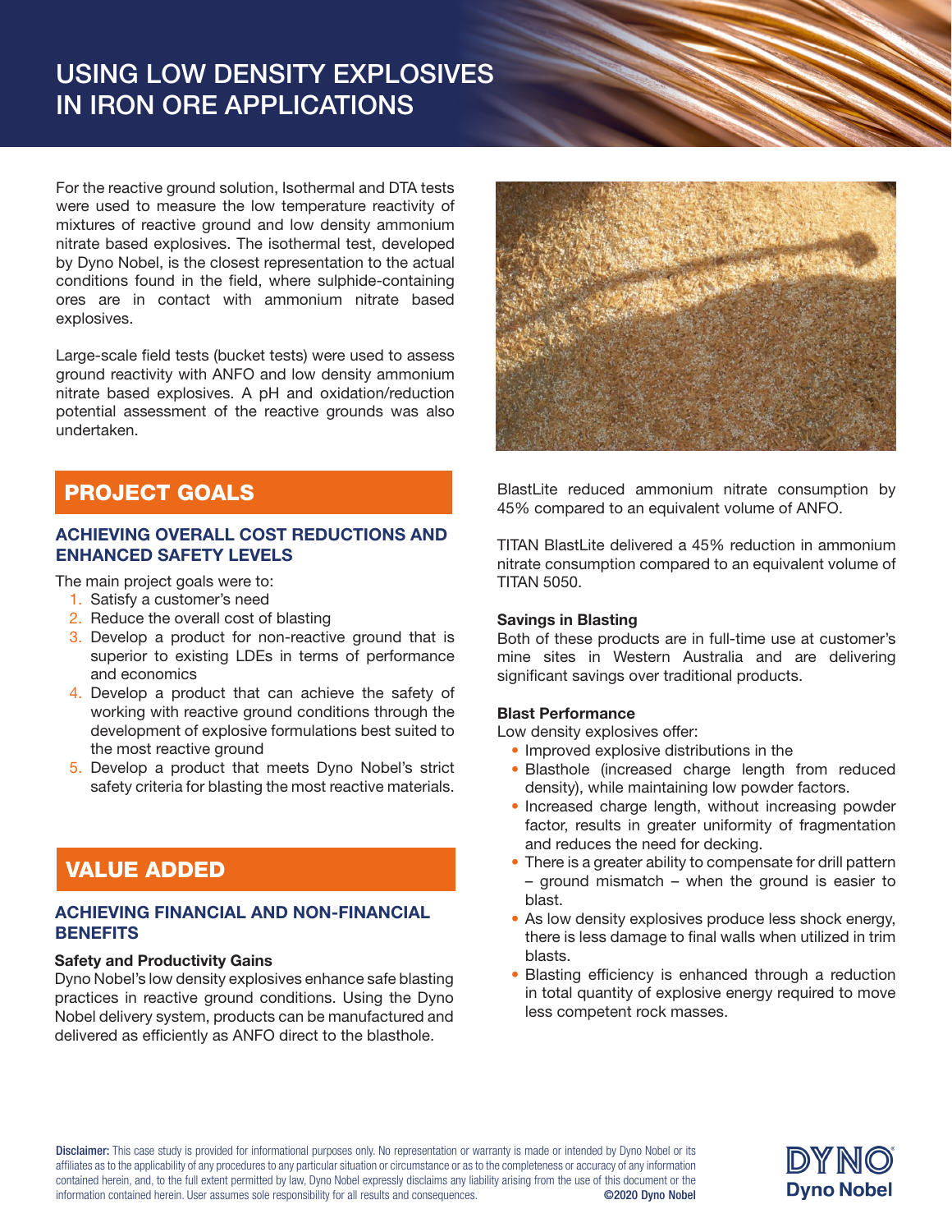# USING LOW DENSITY EXPLOSIVES IN IRON ORE APPLICATIONS

For the reactive ground solution, Isothermal and DTA tests were used to measure the low temperature reactivity of mixtures of reactive ground and low density ammonium nitrate based explosives. The isothermal test, developed by Dyno Nobel, is the closest representation to the actual conditions found in the field, where sulphide-containing ores are in contact with ammonium nitrate based explosives.

Large-scale field tests (bucket tests) were used to assess ground reactivity with ANFO and low density ammonium nitrate based explosives. A pH and oxidation/reduction potential assessment of the reactive grounds was also undertaken.

## PROJECT GOALS

### ACHIEVING OVERALL COST REDUCTIONS AND ENHANCED SAFETY LEVELS

The main project goals were to:

1. Satisfy a customer's need
2. Reduce the overall cost of blasting
3. Develop a product for non-reactive ground that is superior to existing LDEs in terms of performance and economics
4. Develop a product that can achieve the safety of working with reactive ground conditions through the development of explosive formulations best suited to the most reactive ground
5. Develop a product that meets Dyno Nobel's strict safety criteria for blasting the most reactive materials.

## VALUE ADDED

### ACHIEVING FINANCIAL AND NON-FINANCIAL BENEFITS

**Safety and Productivity Gains**

Dyno Nobel's low density explosives enhance safe blasting practices in reactive ground conditions. Using the Dyno Nobel delivery system, products can be manufactured and delivered as efficiently as ANFO direct to the blasthole.

BlastLite reduced ammonium nitrate consumption by 45% compared to an equivalent volume of ANFO.

TITAN BlastLite delivered a 45% reduction in ammonium nitrate consumption compared to an equivalent volume of TITAN 5050.

**Savings in Blasting**

Both of these products are in full-time use at customer's mine sites in Western Australia and are delivering significant savings over traditional products.

**Blast Performance**

Low density explosives offer:

- Improved explosive distributions in the
- Blasthole (increased charge length from reduced density), while maintaining low powder factors.
- Increased charge length, without increasing powder factor, results in greater uniformity of fragmentation and reduces the need for decking.
- There is a greater ability to compensate for drill pattern – ground mismatch – when the ground is easier to blast.
- As low density explosives produce less shock energy, there is less damage to final walls when utilized in trim blasts.
- Blasting efficiency is enhanced through a reduction in total quantity of explosive energy required to move less competent rock masses.

**Disclaimer:** This case study is provided for informational purposes only. No representation or warranty is made or intended by Dyno Nobel or its affiliates as to the applicability of any procedures to any particular situation or circumstance or as to the completeness or accuracy of any information contained herein, and, to the full extent permitted by law, Dyno Nobel expressly disclaims any liability arising from the use of this document or the information contained herein. User assumes sole responsibility for all results and consequences. **©2020 Dyno Nobel**